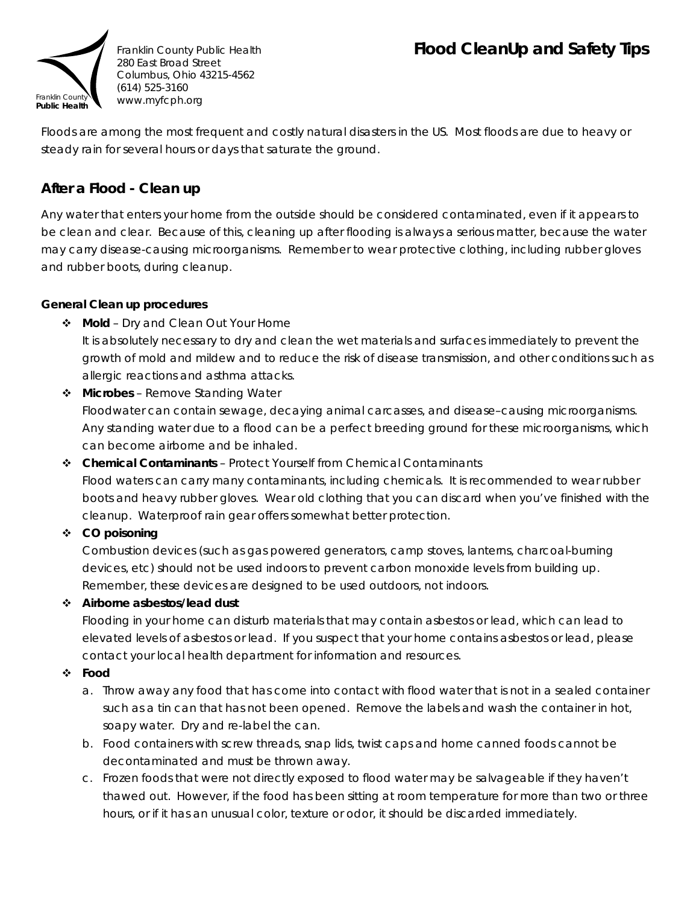Franklin County Public Health
280 East Broad Street
Columbus, Ohio 43215-4562
(614) 525-3160
www.myfcph.org

# Flood CleanUp and Safety Tips

Floods are among the most frequent and costly natural disasters in the US. Most floods are due to heavy or steady rain for several hours or days that saturate the ground.

## After a Flood - Clean up

Any water that enters your home from the outside should be considered contaminated, even if it appears to be clean and clear. Because of this, cleaning up after flooding is always a serious matter, because the water may carry disease-causing microorganisms. Remember to wear protective clothing, including rubber gloves and rubber boots, during cleanup.

### General Clean up procedures

- **Mold** – Dry and Clean Out Your Home
  It is absolutely necessary to dry and clean the wet materials and surfaces immediately to prevent the growth of mold and mildew and to reduce the risk of disease transmission, and other conditions such as allergic reactions and asthma attacks.
- **Microbes** – Remove Standing Water
  Floodwater can contain sewage, decaying animal carcasses, and disease–causing microorganisms. Any standing water due to a flood can be a perfect breeding ground for these microorganisms, which can become airborne and be inhaled.
- **Chemical Contaminants** – Protect Yourself from Chemical Contaminants
  Flood waters can carry many contaminants, including chemicals. It is recommended to wear rubber boots and heavy rubber gloves. Wear old clothing that you can discard when you've finished with the cleanup. Waterproof rain gear offers somewhat better protection.
- **CO poisoning**
  Combustion devices (such as gas powered generators, camp stoves, lanterns, charcoal-burning devices, etc) should not be used indoors to prevent carbon monoxide levels from building up. Remember, these devices are designed to be used outdoors, not indoors.
- **Airborne asbestos/lead dust**
  Flooding in your home can disturb materials that may contain asbestos or lead, which can lead to elevated levels of asbestos or lead. If you suspect that your home contains asbestos or lead, please contact your local health department for information and resources.
- **Food**
  a. Throw away any food that has come into contact with flood water that is not in a sealed container such as a tin can that has not been opened. Remove the labels and wash the container in hot, soapy water. Dry and re-label the can.
  b. Food containers with screw threads, snap lids, twist caps and home canned foods cannot be decontaminated and must be thrown away.
  c. Frozen foods that were not directly exposed to flood water may be salvageable if they haven't thawed out. However, if the food has been sitting at room temperature for more than two or three hours, or if it has an unusual color, texture or odor, it should be discarded immediately.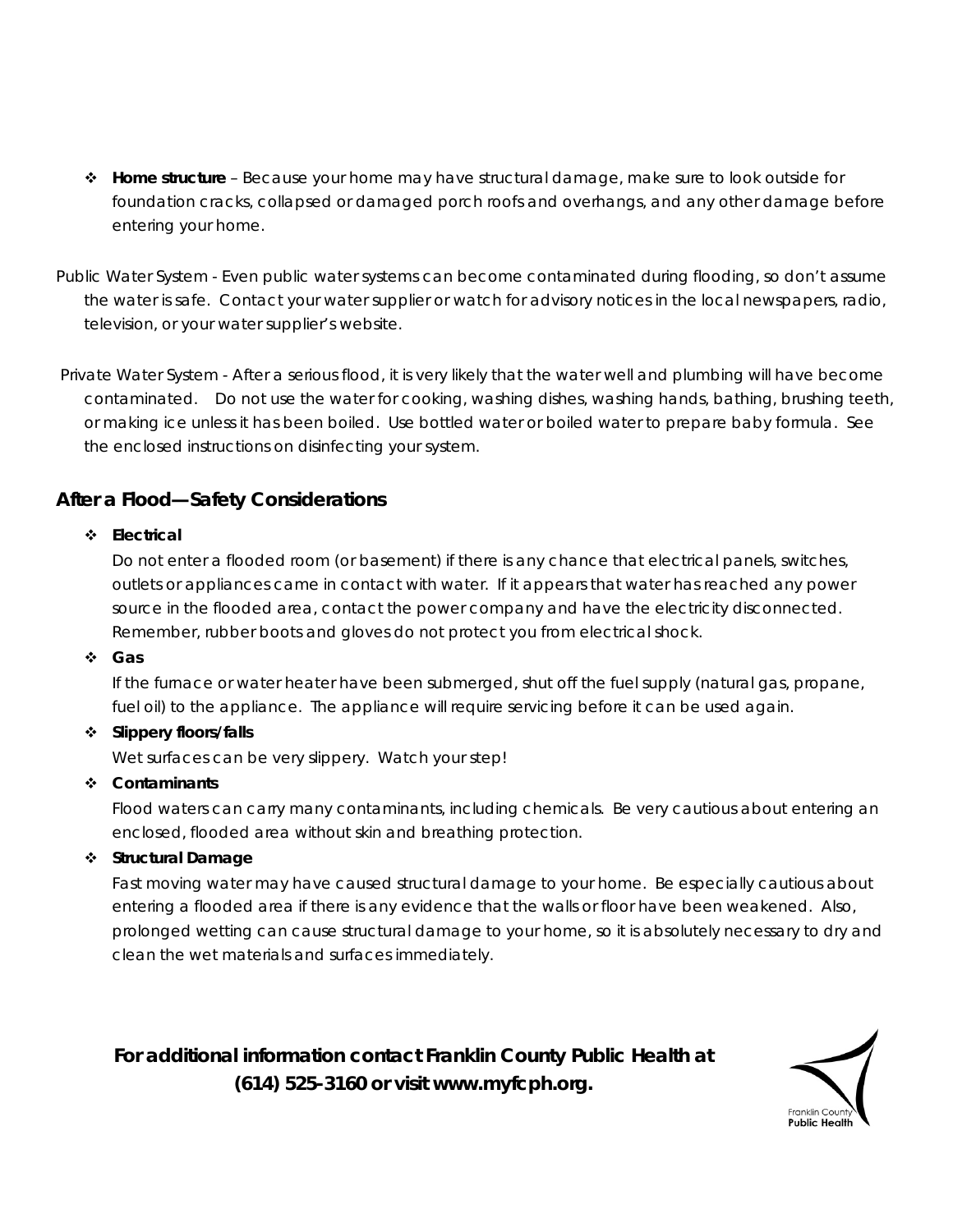- **Home structure** – Because your home may have structural damage, make sure to look outside for foundation cracks, collapsed or damaged porch roofs and overhangs, and any other damage before entering your home.

Public Water System - Even public water systems can become contaminated during flooding, so don't assume the water is safe. Contact your water supplier or watch for advisory notices in the local newspapers, radio, television, or your water supplier's website.

Private Water System - After a serious flood, it is very likely that the water well and plumbing will have become contaminated. Do not use the water for cooking, washing dishes, washing hands, bathing, brushing teeth, or making ice unless it has been boiled. Use bottled water or boiled water to prepare baby formula. See the enclosed instructions on disinfecting your system.

## After a Flood—Safety Considerations

- **Electrical**

  Do not enter a flooded room (or basement) if there is any chance that electrical panels, switches, outlets or appliances came in contact with water. If it appears that water has reached any power source in the flooded area, contact the power company and have the electricity disconnected. Remember, rubber boots and gloves do not protect you from electrical shock.

- **Gas**

  If the furnace or water heater have been submerged, shut off the fuel supply (natural gas, propane, fuel oil) to the appliance. The appliance will require servicing before it can be used again.

- **Slippery floors/falls**

  Wet surfaces can be very slippery. Watch your step!

- **Contaminants**

  Flood waters can carry many contaminants, including chemicals. Be very cautious about entering an enclosed, flooded area without skin and breathing protection.

- **Structural Damage**

  Fast moving water may have caused structural damage to your home. Be especially cautious about entering a flooded area if there is any evidence that the walls or floor have been weakened. Also, prolonged wetting can cause structural damage to your home, so it is absolutely necessary to dry and clean the wet materials and surfaces immediately.

**For additional information contact Franklin County Public Health at (614) 525-3160 or visit www.myfcph.org.**

Franklin County **Public Health**